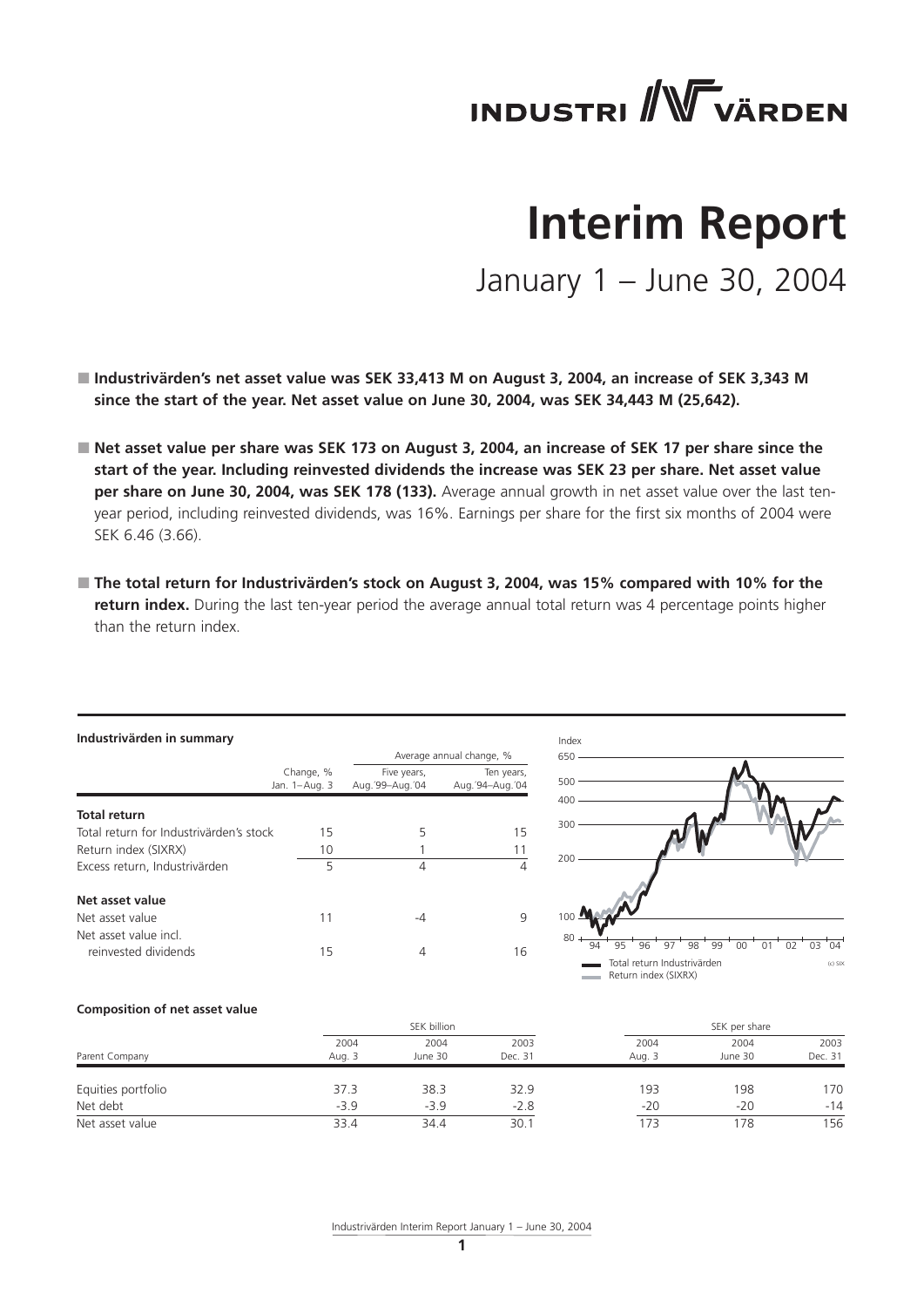INDUSTRI VÄRDEN

# Interim Report

## January 1 – June 30, 2004

- **Industrivärden's net asset value was SEK 33,413 M on August 3, 2004, an increase of SEK 3,343 M since the start of the year. Net asset value on June 30, 2004, was SEK 34,443 M (25,642).**

- **Net asset value per share was SEK 173 on August 3, 2004, an increase of SEK 17 per share since the start of the year. Including reinvested dividends the increase was SEK 23 per share. Net asset value per share on June 30, 2004, was SEK 178 (133).** Average annual growth in net asset value over the last ten-year period, including reinvested dividends, was 16%. Earnings per share for the first six months of 2004 were SEK 6.46 (3.66).

- **The total return for Industrivärden's stock on August 3, 2004, was 15% compared with 10% for the return index.** During the last ten-year period the average annual total return was 4 percentage points higher than the return index.

**Industrivärden in summary**

| | Change, % Jan. 1–Aug. 3 | Average annual change, % Five years, Aug.'99–Aug.'04 | Average annual change, % Ten years, Aug.'94–Aug.'04 |
|---|---|---|---|
| **Total return** | | | |
| Total return for Industrivärden's stock | 15 | 5 | 15 |
| Return index (SIXRX) | 10 | 1 | 11 |
| Excess return, Industrivärden | 5 | 4 | 4 |
| **Net asset value** | | | |
| Net asset value | 11 | -4 | 9 |
| Net asset value incl. reinvested dividends | 15 | 4 | 16 |

Total return Industrivärden
Return index (SIXRX)

**Composition of net asset value**

| Parent Company | SEK billion 2004 Aug. 3 | SEK billion 2004 June 30 | SEK billion 2003 Dec. 31 | SEK per share 2004 Aug. 3 | SEK per share 2004 June 30 | SEK per share 2003 Dec. 31 |
|---|---|---|---|---|---|---|
| Equities portfolio | 37.3 | 38.3 | 32.9 | 193 | 198 | 170 |
| Net debt | -3.9 | -3.9 | -2.8 | -20 | -20 | -14 |
| Net asset value | 33.4 | 34.4 | 30.1 | 173 | 178 | 156 |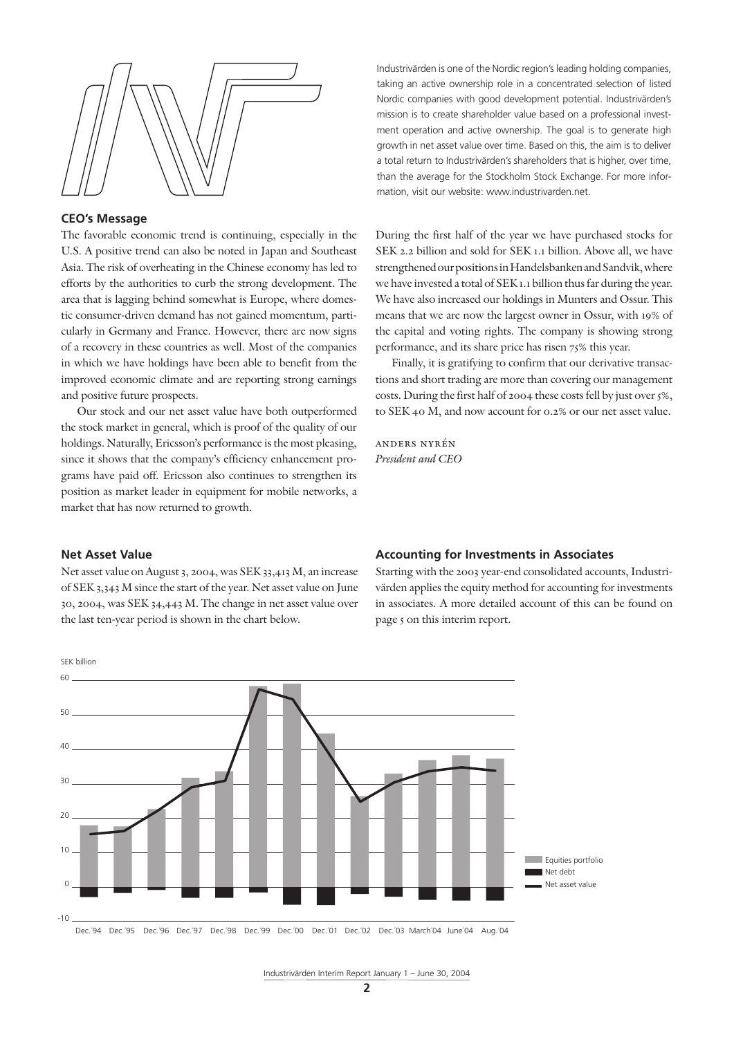Industrivärden is one of the Nordic region's leading holding companies, taking an active ownership role in a concentrated selection of listed Nordic companies with good development potential. Industrivärden's mission is to create shareholder value based on a professional investment operation and active ownership. The goal is to generate high growth in net asset value over time. Based on this, the aim is to deliver a total return to Industrivärden's shareholders that is higher, over time, than the average for the Stockholm Stock Exchange. For more information, visit our website: www.industrivarden.net.

## CEO's Message

The favorable economic trend is continuing, especially in the U.S. A positive trend can also be noted in Japan and Southeast Asia. The risk of overheating in the Chinese economy has led to efforts by the authorities to curb the strong development. The area that is lagging behind somewhat is Europe, where domestic consumer-driven demand has not gained momentum, particularly in Germany and France. However, there are now signs of a recovery in these countries as well. Most of the companies in which we have holdings have been able to benefit from the improved economic climate and are reporting strong earnings and positive future prospects.

Our stock and our net asset value have both outperformed the stock market in general, which is proof of the quality of our holdings. Naturally, Ericsson's performance is the most pleasing, since it shows that the company's efficiency enhancement programs have paid off. Ericsson also continues to strengthen its position as market leader in equipment for mobile networks, a market that has now returned to growth.

During the first half of the year we have purchased stocks for SEK 2.2 billion and sold for SEK 1.1 billion. Above all, we have strengthened our positions in Handelsbanken and Sandvik, where we have invested a total of SEK 1.1 billion thus far during the year. We have also increased our holdings in Munters and Ossur. This means that we are now the largest owner in Ossur, with 19% of the capital and voting rights. The company is showing strong performance, and its share price has risen 75% this year.

Finally, it is gratifying to confirm that our derivative transactions and short trading are more than covering our management costs. During the first half of 2004 these costs fell by just over 5%, to SEK 40 M, and now account for 0.2% or our net asset value.

ANDERS NYRÉN
*President and CEO*

## Net Asset Value

Net asset value on August 3, 2004, was SEK 33,413 M, an increase of SEK 3,343 M since the start of the year. Net asset value on June 30, 2004, was SEK 34,443 M. The change in net asset value over the last ten-year period is shown in the chart below.

## Accounting for Investments in Associates

Starting with the 2003 year-end consolidated accounts, Industrivärden applies the equity method for accounting for investments in associates. A more detailed account of this can be found on page 5 on this interim report.

SEK billion

Legend: Equities portfolio, Net debt, Net asset value

Dec.'94 Dec.'95 Dec.'96 Dec.'97 Dec.'98 Dec.'99 Dec.'00 Dec.'01 Dec.'02 Dec.'03 March'04 June'04 Aug.'04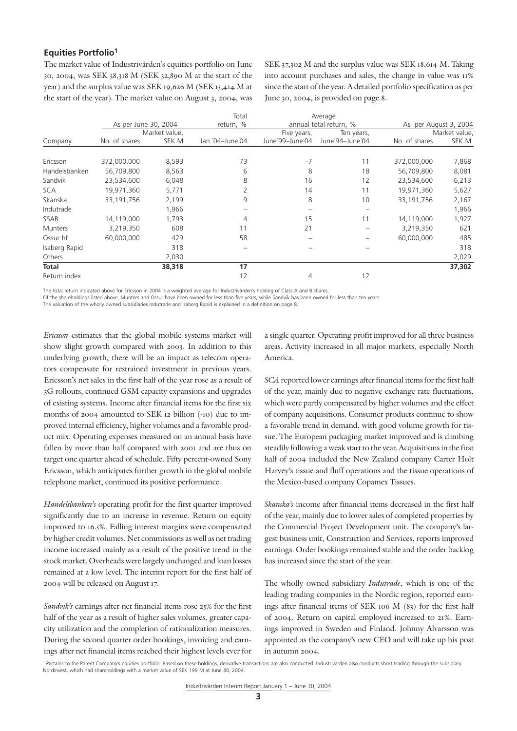## Equities Portfolio[1]

The market value of Industrivärden's equities portfolio on June 30, 2004, was SEK 38,318 M (SEK 32,890 M at the start of the year) and the surplus value was SEK 19,626 M (SEK 15,414 M at the start of the year). The market value on August 3, 2004, was SEK 37,302 M and the surplus value was SEK 18,614 M. Taking into account purchases and sales, the change in value was 11% since the start of the year. A detailed portfolio specification as per June 30, 2004, is provided on page 8.

| | As per June 30, 2004 | | Total return, % | Average annual total return, % | | As per August 3, 2004 | |
|---|---|---|---|---|---|---|---|
| Company | No. of shares | Market value, SEK M | Jan.´04–June´04 | Five years, June´99–June´04 | Ten years, June´94–June´04 | No. of shares | Market value, SEK M |
| Ericsson | 372,000,000 | 8,593 | 73 | -7 | 11 | 372,000,000 | 7,868 |
| Handelsbanken | 56,709,800 | 8,563 | 6 | 8 | 18 | 56,709,800 | 8,081 |
| Sandvik | 23,534,600 | 6,048 | 8 | 16 | 12 | 23,534,600 | 6,213 |
| SCA | 19,971,360 | 5,771 | 2 | 14 | 11 | 19,971,360 | 5,627 |
| Skanska | 33,191,756 | 2,199 | 9 | 8 | 10 | 33,191,756 | 2,167 |
| Indutrade | | 1,966 | – | – | – | | 1,966 |
| SSAB | 14,119,000 | 1,793 | 4 | 15 | 11 | 14,119,000 | 1,927 |
| Munters | 3,219,350 | 608 | 11 | 21 | – | 3,219,350 | 621 |
| Ossur hf | 60,000,000 | 429 | 58 | – | – | 60,000,000 | 485 |
| Isaberg Rapid | | 318 | – | – | – | | 318 |
| Others | | 2,030 | | | | | 2,029 |
| **Total** | | **38,318** | **17** | | | | **37,302** |
| Return index | | | 12 | 4 | 12 | | |

The total return indicated above for Ericsson in 2004 is a weighted average for Industrivärden's holding of Class A and B shares.
Of the shareholdings listed above, Munters and Ossur have been owned for less than five years, while Sandvik has been owned for less than ten years.
The valuation of the wholly owned subsidiaries Indutrade and Isaberg Rapid is explained in a definition on page 8.

*Ericsson* estimates that the global mobile systems market will show slight growth compared with 2003. In addition to this underlying growth, there will be an impact as telecom operators compensate for restrained investment in previous years. Ericsson's net sales in the first half of the year rose as a result of 3G rollouts, continued GSM capacity expansions and upgrades of existing systems. Income after financial items for the first six months of 2004 amounted to SEK 12 billion (-10) due to improved internal efficiency, higher volumes and a favorable product mix. Operating expenses measured on an annual basis have fallen by more than half compared with 2001 and are thus on target one quarter ahead of schedule. Fifty percent-owned Sony Ericsson, which anticipates further growth in the global mobile telephone market, continued its positive performance.

*Handelsbanken's* operating profit for the first quarter improved significantly due to an increase in revenue. Return on equity improved to 16.5%. Falling interest margins were compensated by higher credit volumes. Net commissions as well as net trading income increased mainly as a result of the positive trend in the stock market. Overheads were largely unchanged and loan losses remained at a low level. The interim report for the first half of 2004 will be released on August 17.

*Sandvik's* earnings after net financial items rose 25% for the first half of the year as a result of higher sales volumes, greater capacity utilization and the completion of rationalization measures. During the second quarter order bookings, invoicing and earnings after net financial items reached their highest levels ever for a single quarter. Operating profit improved for all three business areas. Activity increased in all major markets, especially North America.

*SCA* reported lower earnings after financial items for the first half of the year, mainly due to negative exchange rate fluctuations, which were partly compensated by higher volumes and the effect of company acquisitions. Consumer products continue to show a favorable trend in demand, with good volume growth for tissue. The European packaging market improved and is climbing steadily following a weak start to the year. Acquisitions in the first half of 2004 included the New Zealand company Carter Holt Harvey's tissue and fluff operations and the tissue operations of the Mexico-based company Copamex Tissues.

*Skanska's* income after financial items decreased in the first half of the year, mainly due to lower sales of completed properties by the Commercial Project Development unit. The company's largest business unit, Construction and Services, reports improved earnings. Order bookings remained stable and the order backlog has increased since the start of the year.

The wholly owned subsidiary *Indutrade*, which is one of the leading trading companies in the Nordic region, reported earnings after financial items of SEK 106 M (83) for the first half of 2004. Return on capital employed increased to 21%. Earnings improved in Sweden and Finland. Johnny Alvarsson was appointed as the company's new CEO and will take up his post in autumn 2004.

[1] Pertains to the Parent Company's equities portfolio. Based on these holdings, derivative transactions are also conducted. Industrivärden also conducts short trading through the subsidiary Nordinvest, which had shareholdings with a market value of SEK 199 M at June 30, 2004.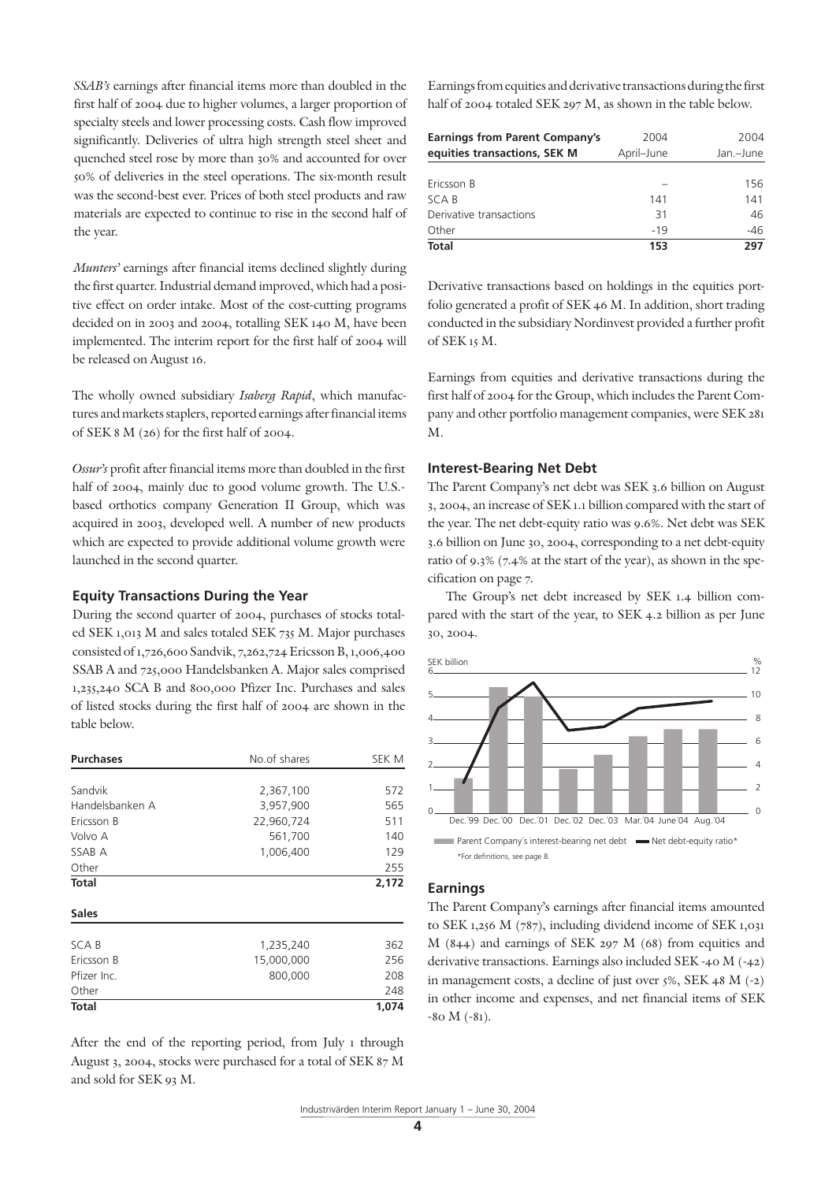*SSAB's* earnings after financial items more than doubled in the first half of 2004 due to higher volumes, a larger proportion of specialty steels and lower processing costs. Cash flow improved significantly. Deliveries of ultra high strength steel sheet and quenched steel rose by more than 30% and accounted for over 50% of deliveries in the steel operations. The six-month result was the second-best ever. Prices of both steel products and raw materials are expected to continue to rise in the second half of the year.

*Munters'* earnings after financial items declined slightly during the first quarter. Industrial demand improved, which had a positive effect on order intake. Most of the cost-cutting programs decided on in 2003 and 2004, totalling SEK 140 M, have been implemented. The interim report for the first half of 2004 will be released on August 16.

The wholly owned subsidiary *Isaberg Rapid*, which manufactures and markets staplers, reported earnings after financial items of SEK 8 M (26) for the first half of 2004.

*Ossur's* profit after financial items more than doubled in the first half of 2004, mainly due to good volume growth. The U.S.-based orthotics company Generation II Group, which was acquired in 2003, developed well. A number of new products which are expected to provide additional volume growth were launched in the second quarter.

### Equity Transactions During the Year

During the second quarter of 2004, purchases of stocks totaled SEK 1,013 M and sales totaled SEK 735 M. Major purchases consisted of 1,726,600 Sandvik, 7,262,724 Ericsson B, 1,006,400 SSAB A and 725,000 Handelsbanken A. Major sales comprised 1,235,240 SCA B and 800,000 Pfizer Inc. Purchases and sales of listed stocks during the first half of 2004 are shown in the table below.

| Purchases | No.of shares | SEK M |
|---|---|---|
| Sandvik | 2,367,100 | 572 |
| Handelsbanken A | 3,957,900 | 565 |
| Ericsson B | 22,960,724 | 511 |
| Volvo A | 561,700 | 140 |
| SSAB A | 1,006,400 | 129 |
| Other | | 255 |
| **Total** | | **2,172** |

| Sales | | |
|---|---|---|
| SCA B | 1,235,240 | 362 |
| Ericsson B | 15,000,000 | 256 |
| Pfizer Inc. | 800,000 | 208 |
| Other | | 248 |
| **Total** | | **1,074** |

After the end of the reporting period, from July 1 through August 3, 2004, stocks were purchased for a total of SEK 87 M and sold for SEK 93 M.

Earnings from equities and derivative transactions during the first half of 2004 totaled SEK 297 M, as shown in the table below.

| Earnings from Parent Company's equities transactions, SEK M | 2004 April–June | 2004 Jan.–June |
|---|---|---|
| Ericsson B | – | 156 |
| SCA B | 141 | 141 |
| Derivative transactions | 31 | 46 |
| Other | -19 | -46 |
| **Total** | **153** | **297** |

Derivative transactions based on holdings in the equities portfolio generated a profit of SEK 46 M. In addition, short trading conducted in the subsidiary Nordinvest provided a further profit of SEK 15 M.

Earnings from equities and derivative transactions during the first half of 2004 for the Group, which includes the Parent Company and other portfolio management companies, were SEK 281 M.

### Interest-Bearing Net Debt

The Parent Company's net debt was SEK 3.6 billion on August 3, 2004, an increase of SEK 1.1 billion compared with the start of the year. The net debt-equity ratio was 9.6%. Net debt was SEK 3.6 billion on June 30, 2004, corresponding to a net debt-equity ratio of 9.3% (7.4% at the start of the year), as shown in the specification on page 7.

The Group's net debt increased by SEK 1.4 billion compared with the start of the year, to SEK 4.2 billion as per June 30, 2004.

Parent Company's interest-bearing net debt — Net debt-equity ratio*

*For definitions, see page 8.

### Earnings

The Parent Company's earnings after financial items amounted to SEK 1,256 M (787), including dividend income of SEK 1,031 M (844) and earnings of SEK 297 M (68) from equities and derivative transactions. Earnings also included SEK -40 M (-42) in management costs, a decline of just over 5%, SEK 48 M (-2) in other income and expenses, and net financial items of SEK -80 M (-81).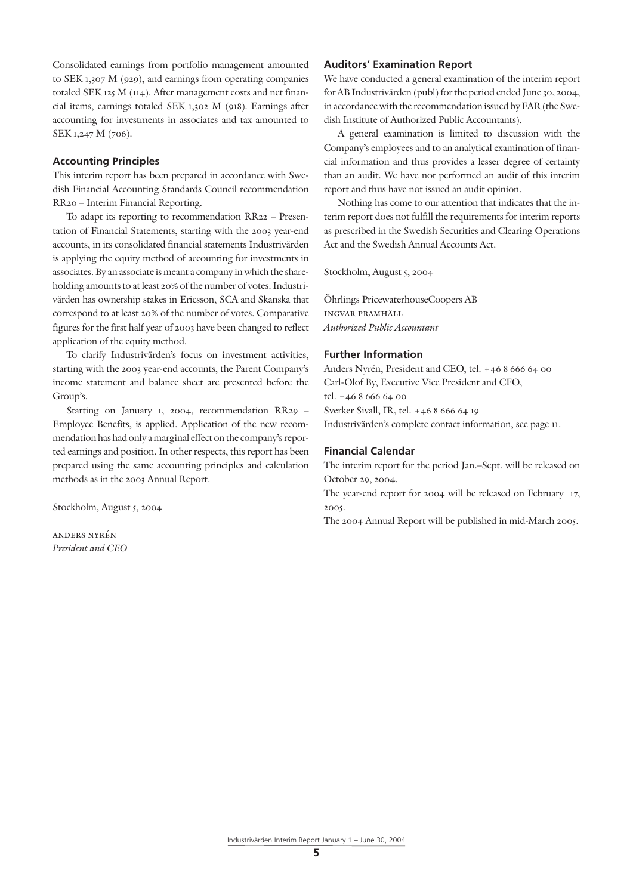Consolidated earnings from portfolio management amounted to SEK 1,307 M (929), and earnings from operating companies totaled SEK 125 M (114). After management costs and net financial items, earnings totaled SEK 1,302 M (918). Earnings after accounting for investments in associates and tax amounted to SEK 1,247 M (706).

## Accounting Principles

This interim report has been prepared in accordance with Swedish Financial Accounting Standards Council recommendation RR20 – Interim Financial Reporting.

To adapt its reporting to recommendation RR22 – Presentation of Financial Statements, starting with the 2003 year-end accounts, in its consolidated financial statements Industrivärden is applying the equity method of accounting for investments in associates. By an associate is meant a company in which the shareholding amounts to at least 20% of the number of votes. Industrivärden has ownership stakes in Ericsson, SCA and Skanska that correspond to at least 20% of the number of votes. Comparative figures for the first half year of 2003 have been changed to reflect application of the equity method.

To clarify Industrivärden's focus on investment activities, starting with the 2003 year-end accounts, the Parent Company's income statement and balance sheet are presented before the Group's.

Starting on January 1, 2004, recommendation RR29 – Employee Benefits, is applied. Application of the new recommendation has had only a marginal effect on the company's reported earnings and position. In other respects, this report has been prepared using the same accounting principles and calculation methods as in the 2003 Annual Report.

Stockholm, August 5, 2004

ANDERS NYRÉN
*President and CEO*

## Auditors' Examination Report

We have conducted a general examination of the interim report for AB Industrivärden (publ) for the period ended June 30, 2004, in accordance with the recommendation issued by FAR (the Swedish Institute of Authorized Public Accountants).

A general examination is limited to discussion with the Company's employees and to an analytical examination of financial information and thus provides a lesser degree of certainty than an audit. We have not performed an audit of this interim report and thus have not issued an audit opinion.

Nothing has come to our attention that indicates that the interim report does not fulfill the requirements for interim reports as prescribed in the Swedish Securities and Clearing Operations Act and the Swedish Annual Accounts Act.

Stockholm, August 5, 2004

Öhrlings PricewaterhouseCoopers AB
INGVAR PRAMHÄLL
*Authorized Public Accountant*

## Further Information

Anders Nyrén, President and CEO, tel. +46 8 666 64 00
Carl-Olof By, Executive Vice President and CFO,
tel. +46 8 666 64 00
Sverker Sivall, IR, tel. +46 8 666 64 19
Industrivärden's complete contact information, see page 11.

## Financial Calendar

The interim report for the period Jan.–Sept. will be released on October 29, 2004.

The year-end report for 2004 will be released on February 17, 2005.

The 2004 Annual Report will be published in mid-March 2005.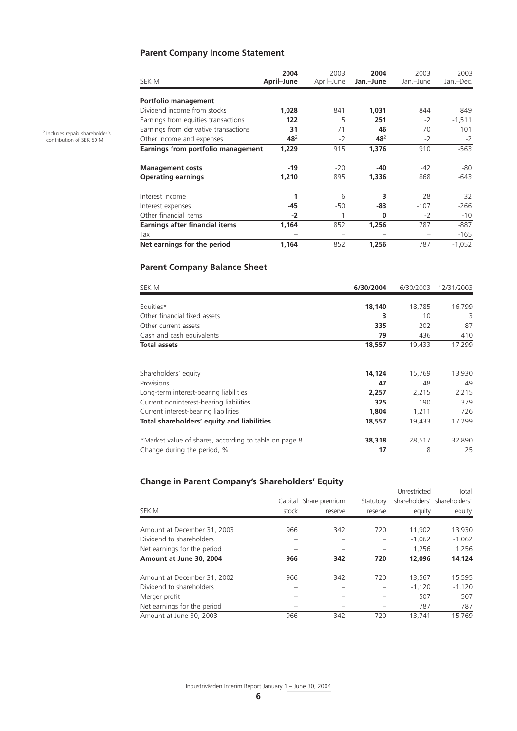## Parent Company Income Statement

| SEK M | **2004 April–June** | 2003 April–June | **2004 Jan.–June** | 2003 Jan.–June | 2003 Jan.–Dec. |
|---|---|---|---|---|---|
| **Portfolio management** | | | | | |
| Dividend income from stocks | **1,028** | 841 | **1,031** | 844 | 849 |
| Earnings from equities transactions | **122** | 5 | **251** | -2 | -1,511 |
| Earnings from derivative transactions | **31** | 71 | **46** | 70 | 101 |
| Other income and expenses | **48**[2] | -2 | **48**[2] | -2 | -2 |
| **Earnings from portfolio management** | **1,229** | 915 | **1,376** | 910 | -563 |
| **Management costs** | **-19** | -20 | **-40** | -42 | -80 |
| **Operating earnings** | **1,210** | 895 | **1,336** | 868 | -643 |
| Interest income | **1** | 6 | **3** | 28 | 32 |
| Interest expenses | **-45** | -50 | **-83** | -107 | -266 |
| Other financial items | **-2** | 1 | **0** | -2 | -10 |
| **Earnings after financial items** | **1,164** | 852 | **1,256** | 787 | -887 |
| Tax | **–** | – | **–** | – | -165 |
| **Net earnings for the period** | **1,164** | 852 | **1,256** | 787 | -1,052 |

[2] Includes repaid shareholder's contribution of SEK 50 M

## Parent Company Balance Sheet

| SEK M | **6/30/2004** | 6/30/2003 | 12/31/2003 |
|---|---|---|---|
| Equities* | **18,140** | 18,785 | 16,799 |
| Other financial fixed assets | **3** | 10 | 3 |
| Other current assets | **335** | 202 | 87 |
| Cash and cash equivalents | **79** | 436 | 410 |
| **Total assets** | **18,557** | 19,433 | 17,299 |
| Shareholders' equity | **14,124** | 15,769 | 13,930 |
| Provisions | **47** | 48 | 49 |
| Long-term interest-bearing liabilities | **2,257** | 2,215 | 2,215 |
| Current noninterest-bearing liabilities | **325** | 190 | 379 |
| Current interest-bearing liabilities | **1,804** | 1,211 | 726 |
| **Total shareholders' equity and liabilities** | **18,557** | 19,433 | 17,299 |
| *Market value of shares, according to table on page 8 | **38,318** | 28,517 | 32,890 |
| Change during the period, % | **17** | 8 | 25 |

## Change in Parent Company's Shareholders' Equity

| SEK M | Capital stock | Share premium reserve | Statutory reserve | Unrestricted shareholders' equity | Total shareholders' equity |
|---|---|---|---|---|---|
| Amount at December 31, 2003 | 966 | 342 | 720 | 11,902 | 13,930 |
| Dividend to shareholders | – | – | – | -1,062 | -1,062 |
| Net earnings for the period | – | – | – | 1,256 | 1,256 |
| **Amount at June 30, 2004** | **966** | **342** | **720** | **12,096** | **14,124** |
| Amount at December 31, 2002 | 966 | 342 | 720 | 13,567 | 15,595 |
| Dividend to shareholders | – | – | – | -1,120 | -1,120 |
| Merger profit | – | – | – | 507 | 507 |
| Net earnings for the period | – | – | – | 787 | 787 |
| Amount at June 30, 2003 | 966 | 342 | 720 | 13,741 | 15,769 |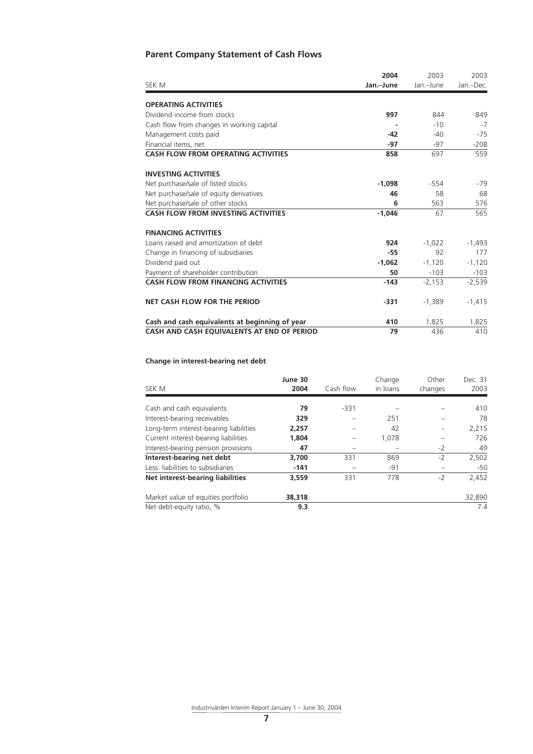## Parent Company Statement of Cash Flows

| SEK M | **2004 Jan.–June** | 2003 Jan.–June | 2003 Jan.–Dec. |
|---|---|---|---|
| **OPERATING ACTIVITIES** | | | |
| Dividend income from stocks | **997** | 844 | 849 |
| Cash flow from changes in working capital | **-** | -10 | -7 |
| Management costs paid | **-42** | -40 | -75 |
| Financial items, net | **-97** | -97 | -208 |
| **CASH FLOW FROM OPERATING ACTIVITIES** | **858** | 697 | 559 |
| **INVESTING ACTIVITIES** | | | |
| Net purchase/sale of listed stocks | **-1,098** | -554 | -79 |
| Net purchase/sale of equity derivatives | **46** | 58 | 68 |
| Net purchase/sale of other stocks | **6** | 563 | 576 |
| **CASH FLOW FROM INVESTING ACTIVITIES** | **-1,046** | 67 | 565 |
| **FINANCING ACTIVITIES** | | | |
| Loans raised and amortization of debt | **924** | -1,022 | -1,493 |
| Change in financing of subsidiaries | **-55** | 92 | 177 |
| Dividend paid out | **-1,062** | -1,120 | -1,120 |
| Payment of shareholder contribution | **50** | -103 | -103 |
| **CASH FLOW FROM FINANCING ACTIVITIES** | **-143** | -2,153 | -2,539 |
| **NET CASH FLOW FOR THE PERIOD** | **-331** | -1,389 | -1,415 |
| **Cash and cash equivalents at beginning of year** | **410** | 1,825 | 1,825 |
| **CASH AND CASH EQUIVALENTS AT END OF PERIOD** | **79** | 436 | 410 |

### Change in interest-bearing net debt

| SEK M | **June 30 2004** | Cash flow | Change in loans | Other changes | Dec. 31 2003 |
|---|---|---|---|---|---|
| Cash and cash equivalents | **79** | -331 | – | – | 410 |
| Interest-bearing receivables | **329** | – | 251 | – | 78 |
| Long-term interest-bearing liabilities | **2,257** | – | 42 | – | 2,215 |
| Current interest-bearing liabilities | **1,804** | – | 1,078 | – | 726 |
| Interest-bearing pension provisions | **47** | – | – | -2 | 49 |
| **Interest-bearing net debt** | **3,700** | 331 | 869 | -2 | 2,502 |
| Less: liabilities to subsidiaries | **-141** | – | -91 | – | -50 |
| **Net interest-bearing liabilities** | **3,559** | 331 | 778 | -2 | 2,452 |
| Market value of equities portfolio | **38,318** | | | | 32,890 |
| Net debt-equity ratio, % | **9.3** | | | | 7.4 |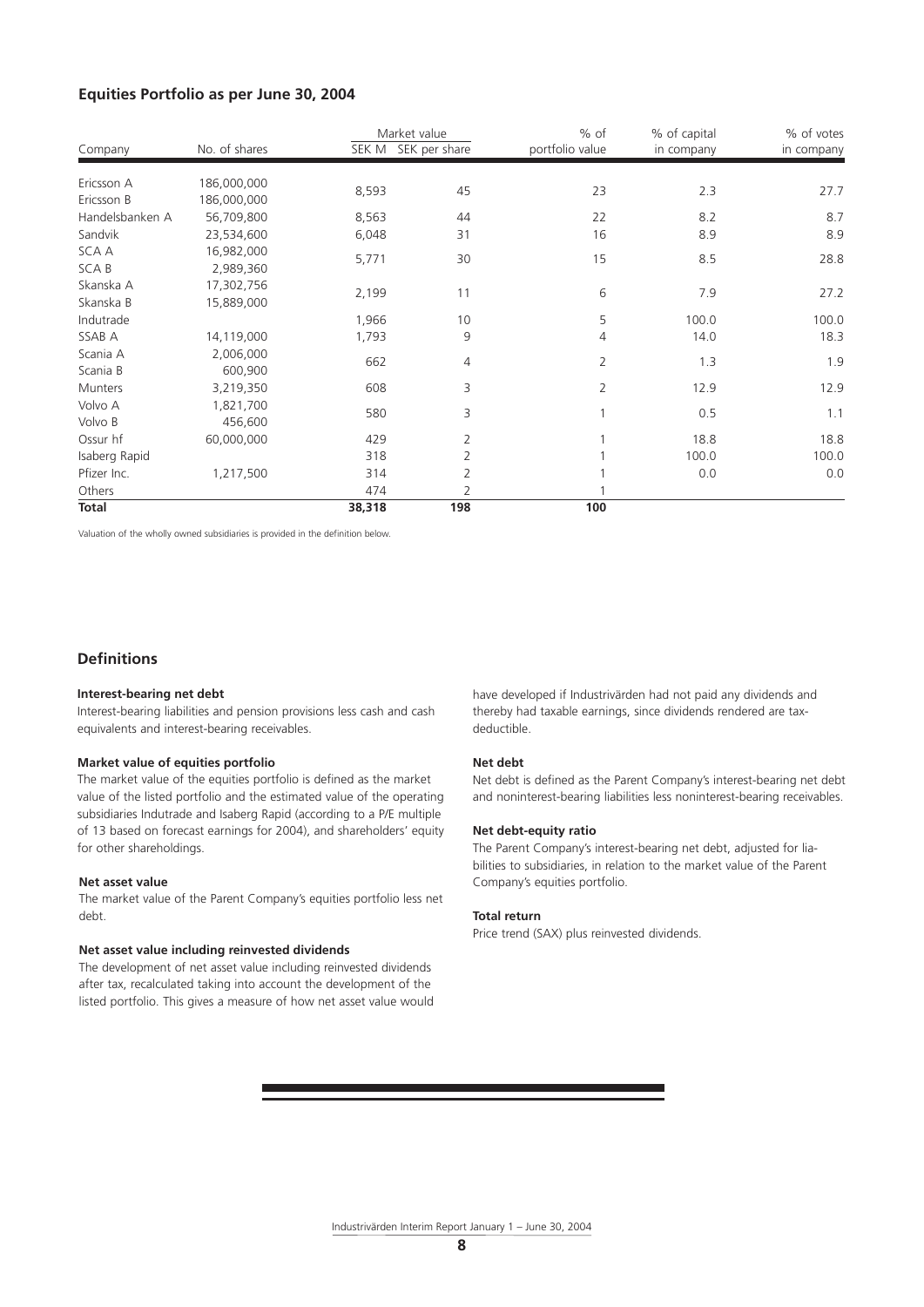## Equities Portfolio as per June 30, 2004

| Company | No. of shares | Market value | | % of portfolio value | % of capital in company | % of votes in company |
|---|---|---|---|---|---|---|
| | | SEK M | SEK per share | | | |
| Ericsson A | 186,000,000 | 8,593 | 45 | 23 | 2.3 | 27.7 |
| Ericsson B | 186,000,000 | | | | | |
| Handelsbanken A | 56,709,800 | 8,563 | 44 | 22 | 8.2 | 8.7 |
| Sandvik | 23,534,600 | 6,048 | 31 | 16 | 8.9 | 8.9 |
| SCA A | 16,982,000 | 5,771 | 30 | 15 | 8.5 | 28.8 |
| SCA B | 2,989,360 | | | | | |
| Skanska A | 17,302,756 | 2,199 | 11 | 6 | 7.9 | 27.2 |
| Skanska B | 15,889,000 | | | | | |
| Indutrade | | 1,966 | 10 | 5 | 100.0 | 100.0 |
| SSAB A | 14,119,000 | 1,793 | 9 | 4 | 14.0 | 18.3 |
| Scania A | 2,006,000 | 662 | 4 | 2 | 1.3 | 1.9 |
| Scania B | 600,900 | | | | | |
| Munters | 3,219,350 | 608 | 3 | 2 | 12.9 | 12.9 |
| Volvo A | 1,821,700 | 580 | 3 | 1 | 0.5 | 1.1 |
| Volvo B | 456,600 | | | | | |
| Ossur hf | 60,000,000 | 429 | 2 | 1 | 18.8 | 18.8 |
| Isaberg Rapid | | 318 | 2 | 1 | 100.0 | 100.0 |
| Pfizer Inc. | 1,217,500 | 314 | 2 | 1 | 0.0 | 0.0 |
| Others | | 474 | 2 | 1 | | |
| **Total** | | **38,318** | **198** | **100** | | |

Valuation of the wholly owned subsidiaries is provided in the definition below.

## Definitions

**Interest-bearing net debt**

Interest-bearing liabilities and pension provisions less cash and cash equivalents and interest-bearing receivables.

**Market value of equities portfolio**

The market value of the equities portfolio is defined as the market value of the listed portfolio and the estimated value of the operating subsidiaries Indutrade and Isaberg Rapid (according to a P/E multiple of 13 based on forecast earnings for 2004), and shareholders' equity for other shareholdings.

**Net asset value**

The market value of the Parent Company's equities portfolio less net debt.

**Net asset value including reinvested dividends**

The development of net asset value including reinvested dividends after tax, recalculated taking into account the development of the listed portfolio. This gives a measure of how net asset value would have developed if Industrivärden had not paid any dividends and thereby had taxable earnings, since dividends rendered are tax-deductible.

**Net debt**

Net debt is defined as the Parent Company's interest-bearing net debt and noninterest-bearing liabilities less noninterest-bearing receivables.

**Net debt-equity ratio**

The Parent Company's interest-bearing net debt, adjusted for liabilities to subsidiaries, in relation to the market value of the Parent Company's equities portfolio.

**Total return**

Price trend (SAX) plus reinvested dividends.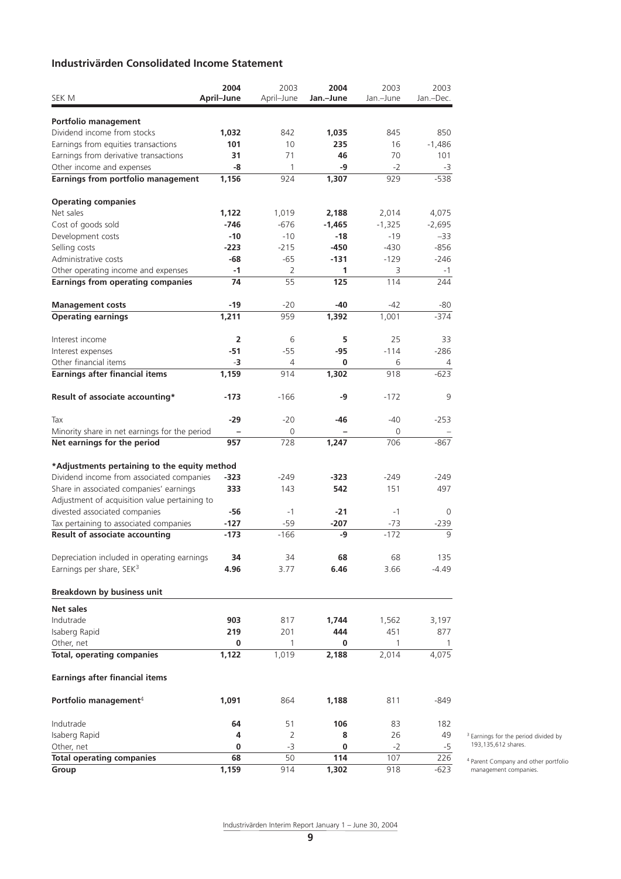## Industrivärden Consolidated Income Statement

| SEK M | **2004 April–June** | 2003 April–June | **2004 Jan.–June** | 2003 Jan.–June | 2003 Jan.–Dec. |
|---|---|---|---|---|---|
| **Portfolio management** | | | | | |
| Dividend income from stocks | **1,032** | 842 | **1,035** | 845 | 850 |
| Earnings from equities transactions | **101** | 10 | **235** | 16 | -1,486 |
| Earnings from derivative transactions | **31** | 71 | **46** | 70 | 101 |
| Other income and expenses | **-8** | 1 | **-9** | -2 | -3 |
| **Earnings from portfolio management** | **1,156** | 924 | **1,307** | 929 | -538 |
| **Operating companies** | | | | | |
| Net sales | **1,122** | 1,019 | **2,188** | 2,014 | 4,075 |
| Cost of goods sold | **-746** | -676 | **-1,465** | -1,325 | -2,695 |
| Development costs | **-10** | -10 | **-18** | -19 | –33 |
| Selling costs | **-223** | -215 | **-450** | -430 | -856 |
| Administrative costs | **-68** | -65 | **-131** | -129 | -246 |
| Other operating income and expenses | **-1** | 2 | **1** | 3 | -1 |
| **Earnings from operating companies** | **74** | 55 | **125** | 114 | 244 |
| **Management costs** | **-19** | -20 | **-40** | -42 | -80 |
| **Operating earnings** | **1,211** | 959 | **1,392** | 1,001 | -374 |
| Interest income | **2** | 6 | **5** | 25 | 33 |
| Interest expenses | **-51** | -55 | **-95** | -114 | -286 |
| Other financial items | **-3** | 4 | **0** | 6 | 4 |
| **Earnings after financial items** | **1,159** | 914 | **1,302** | 918 | -623 |
| **Result of associate accounting*** | **-173** | -166 | **-9** | -172 | 9 |
| Tax | **-29** | -20 | **-46** | -40 | -253 |
| Minority share in net earnings for the period | **–** | 0 | **–** | 0 | – |
| **Net earnings for the period** | **957** | 728 | **1,247** | 706 | -867 |
| ***Adjustments pertaining to the equity method** | | | | | |
| Dividend income from associated companies | **-323** | -249 | **-323** | -249 | -249 |
| Share in associated companies' earnings | **333** | 143 | **542** | 151 | 497 |
| Adjustment of acquisition value pertaining to divested associated companies | **-56** | -1 | **-21** | -1 | 0 |
| Tax pertaining to associated companies | **-127** | -59 | **-207** | -73 | -239 |
| **Result of associate accounting** | **-173** | -166 | **-9** | -172 | 9 |
| Depreciation included in operating earnings | **34** | 34 | **68** | 68 | 135 |
| Earnings per share, SEK[3] | **4.96** | 3.77 | **6.46** | 3.66 | -4.49 |
| **Breakdown by business unit** | | | | | |
| **Net sales** | | | | | |
| Indutrade | **903** | 817 | **1,744** | 1,562 | 3,197 |
| Isaberg Rapid | **219** | 201 | **444** | 451 | 877 |
| Other, net | **0** | 1 | **0** | 1 | 1 |
| **Total, operating companies** | **1,122** | 1,019 | **2,188** | 2,014 | 4,075 |
| **Earnings after financial items** | | | | | |
| **Portfolio management**[4] | **1,091** | 864 | **1,188** | 811 | -849 |
| Indutrade | **64** | 51 | **106** | 83 | 182 |
| Isaberg Rapid | **4** | 2 | **8** | 26 | 49 |
| Other, net | **0** | -3 | **0** | -2 | -5 |
| **Total operating companies** | **68** | 50 | **114** | 107 | 226 |
| **Group** | **1,159** | 914 | **1,302** | 918 | -623 |

[3] Earnings for the period divided by 193,135,612 shares.

[4] Parent Company and other portfolio management companies.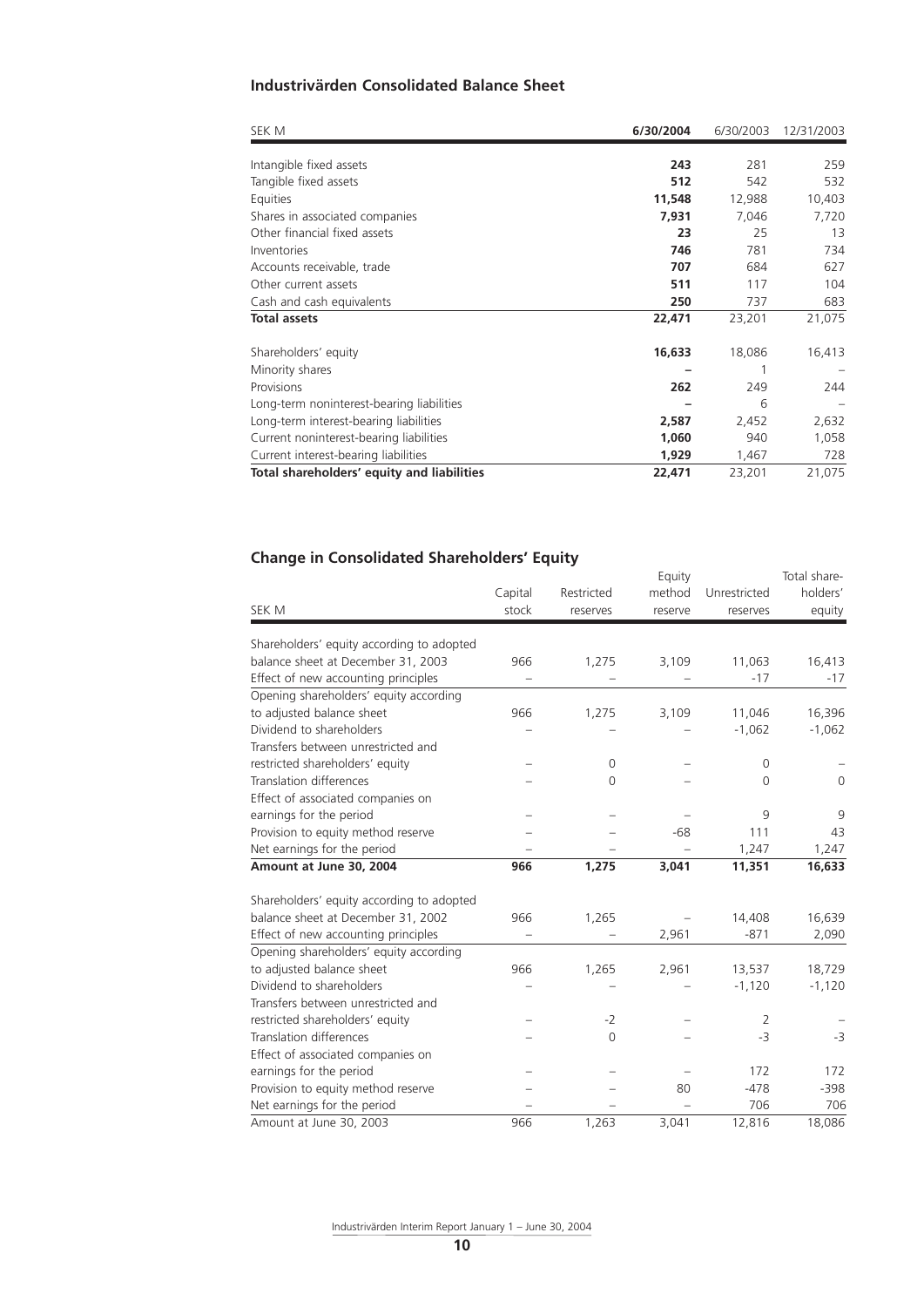## Industrivärden Consolidated Balance Sheet

| SEK M | **6/30/2004** | 6/30/2003 | 12/31/2003 |
|---|---|---|---|
| Intangible fixed assets | **243** | 281 | 259 |
| Tangible fixed assets | **512** | 542 | 532 |
| Equities | **11,548** | 12,988 | 10,403 |
| Shares in associated companies | **7,931** | 7,046 | 7,720 |
| Other financial fixed assets | **23** | 25 | 13 |
| Inventories | **746** | 781 | 734 |
| Accounts receivable, trade | **707** | 684 | 627 |
| Other current assets | **511** | 117 | 104 |
| Cash and cash equivalents | **250** | 737 | 683 |
| **Total assets** | **22,471** | 23,201 | 21,075 |
| Shareholders' equity | **16,633** | 18,086 | 16,413 |
| Minority shares | **–** | 1 | – |
| Provisions | **262** | 249 | 244 |
| Long-term noninterest-bearing liabilities | **–** | 6 | – |
| Long-term interest-bearing liabilities | **2,587** | 2,452 | 2,632 |
| Current noninterest-bearing liabilities | **1,060** | 940 | 1,058 |
| Current interest-bearing liabilities | **1,929** | 1,467 | 728 |
| **Total shareholders' equity and liabilities** | **22,471** | 23,201 | 21,075 |

## Change in Consolidated Shareholders' Equity

| SEK M | Capital stock | Restricted reserves | Equity method reserve | Unrestricted reserves | Total share-holders' equity |
|---|---|---|---|---|---|
| Shareholders' equity according to adopted balance sheet at December 31, 2003 | 966 | 1,275 | 3,109 | 11,063 | 16,413 |
| Effect of new accounting principles | – | – | – | -17 | -17 |
| Opening shareholders' equity according to adjusted balance sheet | 966 | 1,275 | 3,109 | 11,046 | 16,396 |
| Dividend to shareholders | – | – | – | -1,062 | -1,062 |
| Transfers between unrestricted and restricted shareholders' equity | – | 0 | – | 0 | – |
| Translation differences | – | 0 | – | 0 | 0 |
| Effect of associated companies on earnings for the period | – | – | – | 9 | 9 |
| Provision to equity method reserve | – | – | -68 | 111 | 43 |
| Net earnings for the period | – | – | – | 1,247 | 1,247 |
| **Amount at June 30, 2004** | **966** | **1,275** | **3,041** | **11,351** | **16,633** |
| Shareholders' equity according to adopted balance sheet at December 31, 2002 | 966 | 1,265 | – | 14,408 | 16,639 |
| Effect of new accounting principles | – | – | 2,961 | -871 | 2,090 |
| Opening shareholders' equity according to adjusted balance sheet | 966 | 1,265 | 2,961 | 13,537 | 18,729 |
| Dividend to shareholders | – | – | – | -1,120 | -1,120 |
| Transfers between unrestricted and restricted shareholders' equity | – | -2 | – | 2 | – |
| Translation differences | – | 0 | – | -3 | -3 |
| Effect of associated companies on earnings for the period | – | – | – | 172 | 172 |
| Provision to equity method reserve | – | – | 80 | -478 | -398 |
| Net earnings for the period | – | – | – | 706 | 706 |
| Amount at June 30, 2003 | 966 | 1,263 | 3,041 | 12,816 | 18,086 |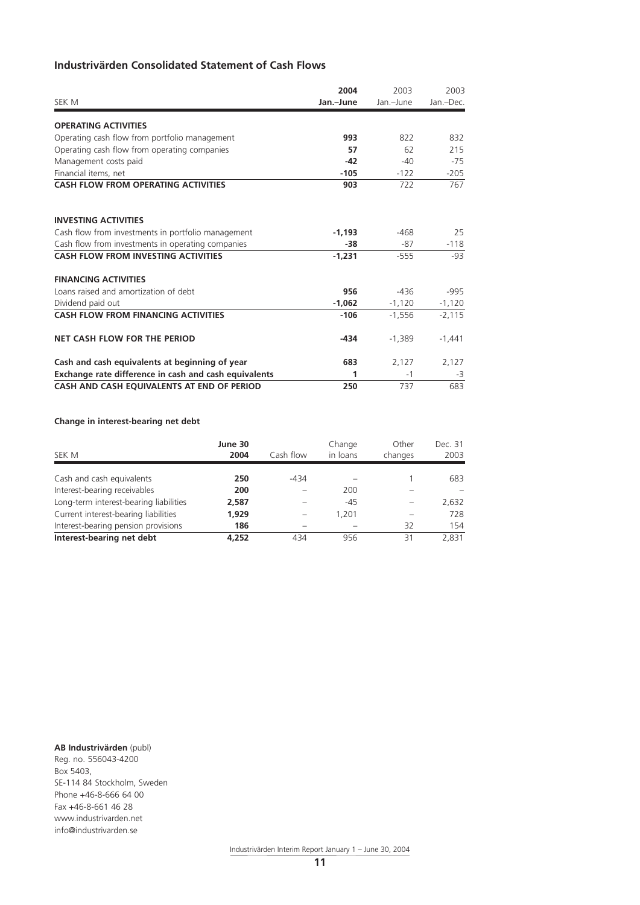## Industrivärden Consolidated Statement of Cash Flows

| SEK M | **2004 Jan.–June** | 2003 Jan.–June | 2003 Jan.–Dec. |
|---|---|---|---|
| **OPERATING ACTIVITIES** | | | |
| Operating cash flow from portfolio management | **993** | 822 | 832 |
| Operating cash flow from operating companies | **57** | 62 | 215 |
| Management costs paid | **-42** | -40 | -75 |
| Financial items, net | **-105** | -122 | -205 |
| **CASH FLOW FROM OPERATING ACTIVITIES** | **903** | 722 | 767 |
| | | | |
| **INVESTING ACTIVITIES** | | | |
| Cash flow from investments in portfolio management | **-1,193** | -468 | 25 |
| Cash flow from investments in operating companies | **-38** | -87 | -118 |
| **CASH FLOW FROM INVESTING ACTIVITIES** | **-1,231** | -555 | -93 |
| | | | |
| **FINANCING ACTIVITIES** | | | |
| Loans raised and amortization of debt | **956** | -436 | -995 |
| Dividend paid out | **-1,062** | -1,120 | -1,120 |
| **CASH FLOW FROM FINANCING ACTIVITIES** | **-106** | -1,556 | -2,115 |
| | | | |
| **NET CASH FLOW FOR THE PERIOD** | **-434** | -1,389 | -1,441 |
| | | | |
| **Cash and cash equivalents at beginning of year** | **683** | 2,127 | 2,127 |
| **Exchange rate difference in cash and cash equivalents** | **1** | -1 | -3 |
| **CASH AND CASH EQUIVALENTS AT END OF PERIOD** | **250** | 737 | 683 |

**Change in interest-bearing net debt**

| SEK M | **June 30 2004** | Cash flow | Change in loans | Other changes | Dec. 31 2003 |
|---|---|---|---|---|---|
| Cash and cash equivalents | **250** | -434 | – | 1 | 683 |
| Interest-bearing receivables | **200** | – | 200 | – | – |
| Long-term interest-bearing liabilities | **2,587** | – | -45 | – | 2,632 |
| Current interest-bearing liabilities | **1,929** | – | 1,201 | – | 728 |
| Interest-bearing pension provisions | **186** | – | – | 32 | 154 |
| **Interest-bearing net debt** | **4,252** | 434 | 956 | 31 | 2,831 |

**AB Industrivärden** (publ)
Reg. no. 556043-4200
Box 5403,
SE-114 84 Stockholm, Sweden
Phone +46-8-666 64 00
Fax +46-8-661 46 28
www.industrivarden.net
info@industrivarden.se